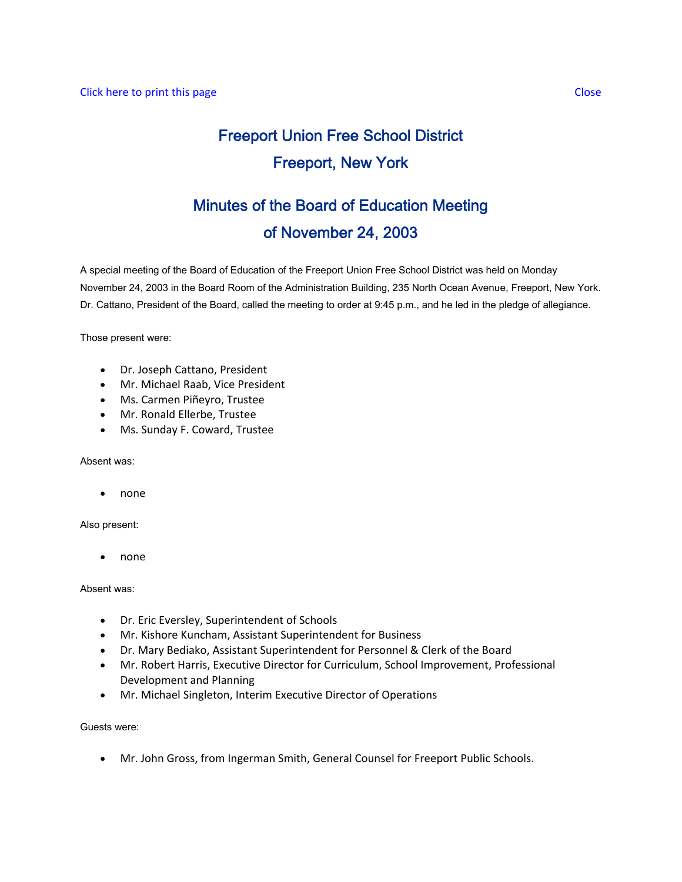Click here to print this page Close

# Freeport Union Free School District

## Freeport, New York

## Minutes of the Board of Education Meeting of November 24, 2003

A special meeting of the Board of Education of the Freeport Union Free School District was held on Monday November 24, 2003 in the Board Room of the Administration Building, 235 North Ocean Avenue, Freeport, New York. Dr. Cattano, President of the Board, called the meeting to order at 9:45 p.m., and he led in the pledge of allegiance.

Those present were:

- Dr. Joseph Cattano, President
- Mr. Michael Raab, Vice President
- Ms. Carmen Piñeyro, Trustee
- Mr. Ronald Ellerbe, Trustee
- Ms. Sunday F. Coward, Trustee

Absent was:

- none

Also present:

- none

Absent was:

- Dr. Eric Eversley, Superintendent of Schools
- Mr. Kishore Kuncham, Assistant Superintendent for Business
- Dr. Mary Bediako, Assistant Superintendent for Personnel & Clerk of the Board
- Mr. Robert Harris, Executive Director for Curriculum, School Improvement, Professional Development and Planning
- Mr. Michael Singleton, Interim Executive Director of Operations

Guests were:

- Mr. John Gross, from Ingerman Smith, General Counsel for Freeport Public Schools.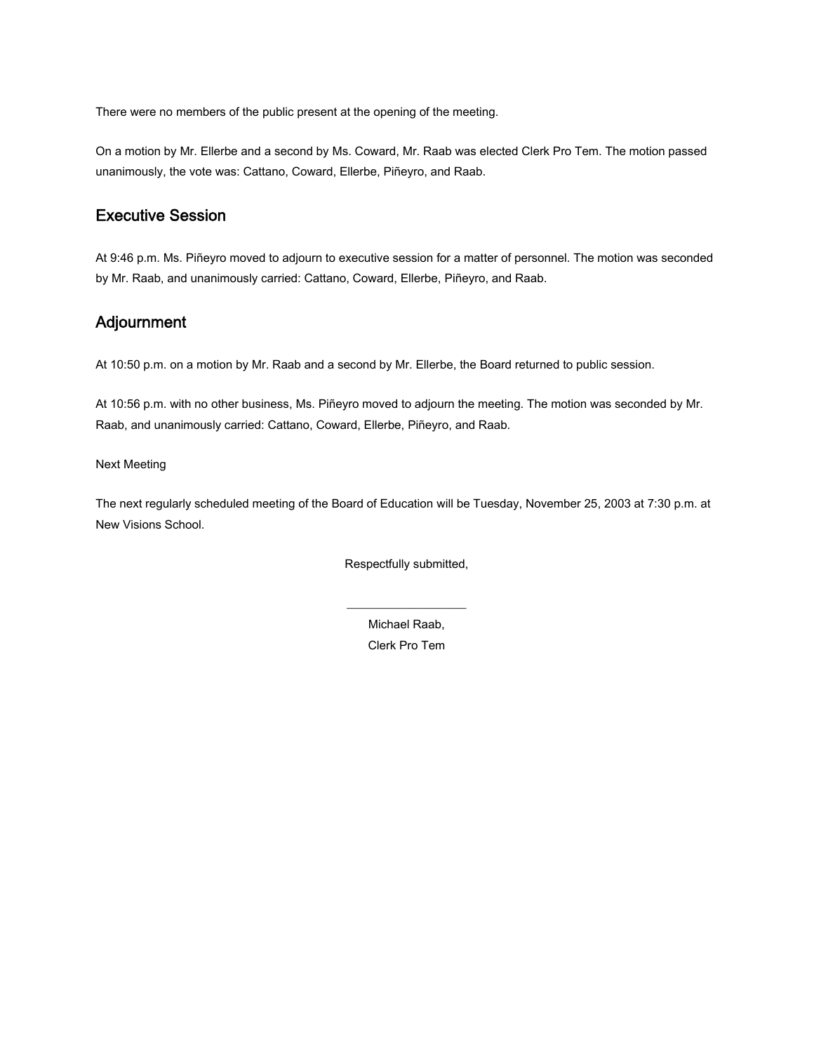There were no members of the public present at the opening of the meeting.

On a motion by Mr. Ellerbe and a second by Ms. Coward, Mr. Raab was elected Clerk Pro Tem. The motion passed unanimously, the vote was: Cattano, Coward, Ellerbe, Piñeyro, and Raab.

## Executive Session

At 9:46 p.m. Ms. Piñeyro moved to adjourn to executive session for a matter of personnel. The motion was seconded by Mr. Raab, and unanimously carried: Cattano, Coward, Ellerbe, Piñeyro, and Raab.

## Adjournment

At 10:50 p.m. on a motion by Mr. Raab and a second by Mr. Ellerbe, the Board returned to public session.

At 10:56 p.m. with no other business, Ms. Piñeyro moved to adjourn the meeting. The motion was seconded by Mr. Raab, and unanimously carried: Cattano, Coward, Ellerbe, Piñeyro, and Raab.

Next Meeting

The next regularly scheduled meeting of the Board of Education will be Tuesday, November 25, 2003 at 7:30 p.m. at New Visions School.

Respectfully submitted,

___________________

Michael Raab,
Clerk Pro Tem